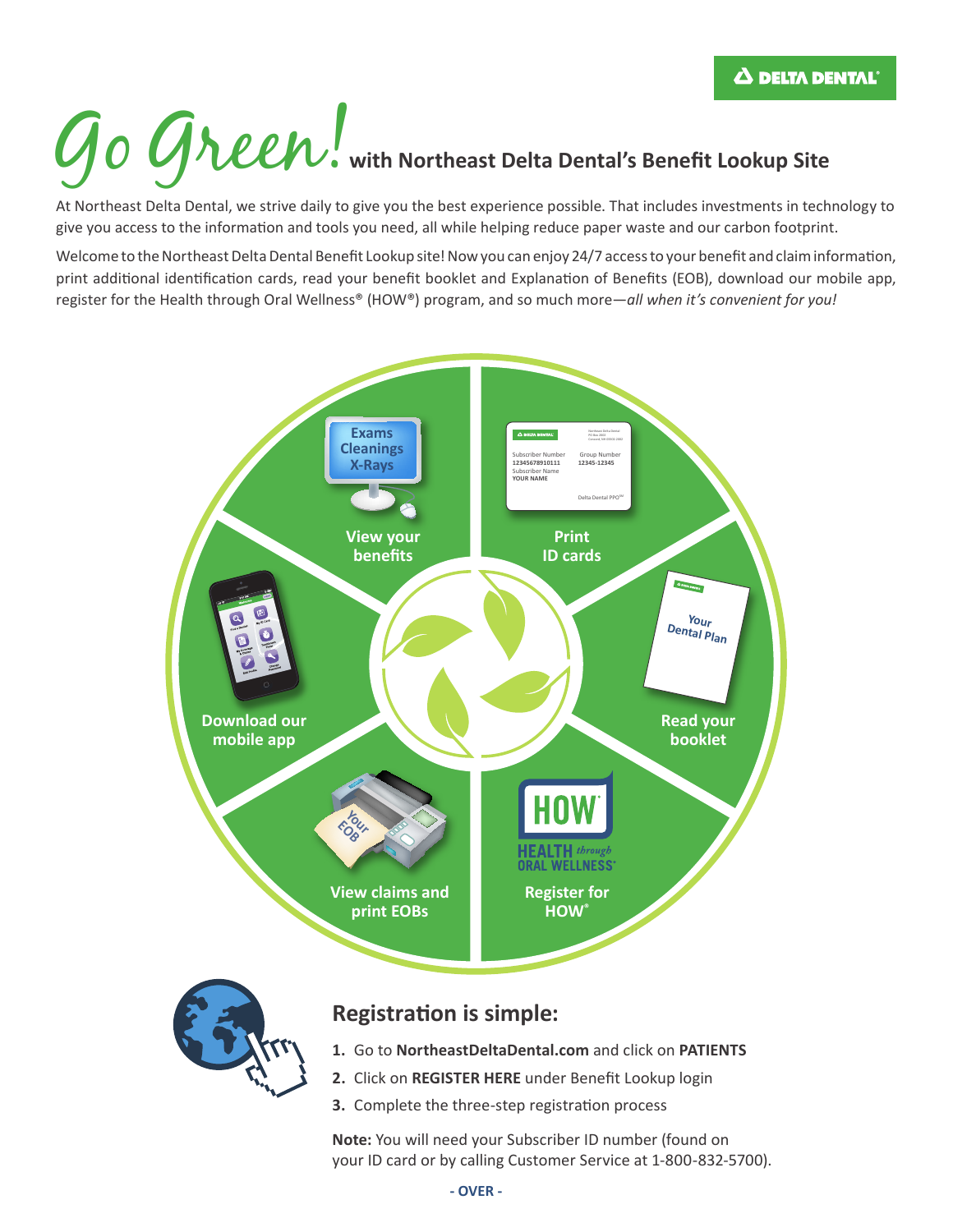DELTA DENTAL

# Go Green! with Northeast Delta Dental's Benefit Lookup Site

At Northeast Delta Dental, we strive daily to give you the best experience possible. That includes investments in technology to give you access to the information and tools you need, all while helping reduce paper waste and our carbon footprint.

Welcome to the Northeast Delta Dental Benefit Lookup site! Now you can enjoy 24/7 access to your benefit and claim information, print additional identification cards, read your benefit booklet and Explanation of Benefits (EOB), download our mobile app, register for the Health through Oral Wellness® (HOW®) program, and so much more—*all when it's convenient for you!*

- View your benefits
- Print ID cards
- Read your booklet
- Register for HOW®
- View claims and print EOBs
- Download our mobile app

## Registration is simple:

1. Go to **NortheastDeltaDental.com** and click on **PATIENTS**
2. Click on **REGISTER HERE** under Benefit Lookup login
3. Complete the three-step registration process

**Note:** You will need your Subscriber ID number (found on your ID card or by calling Customer Service at 1-800-832-5700).

**- OVER -**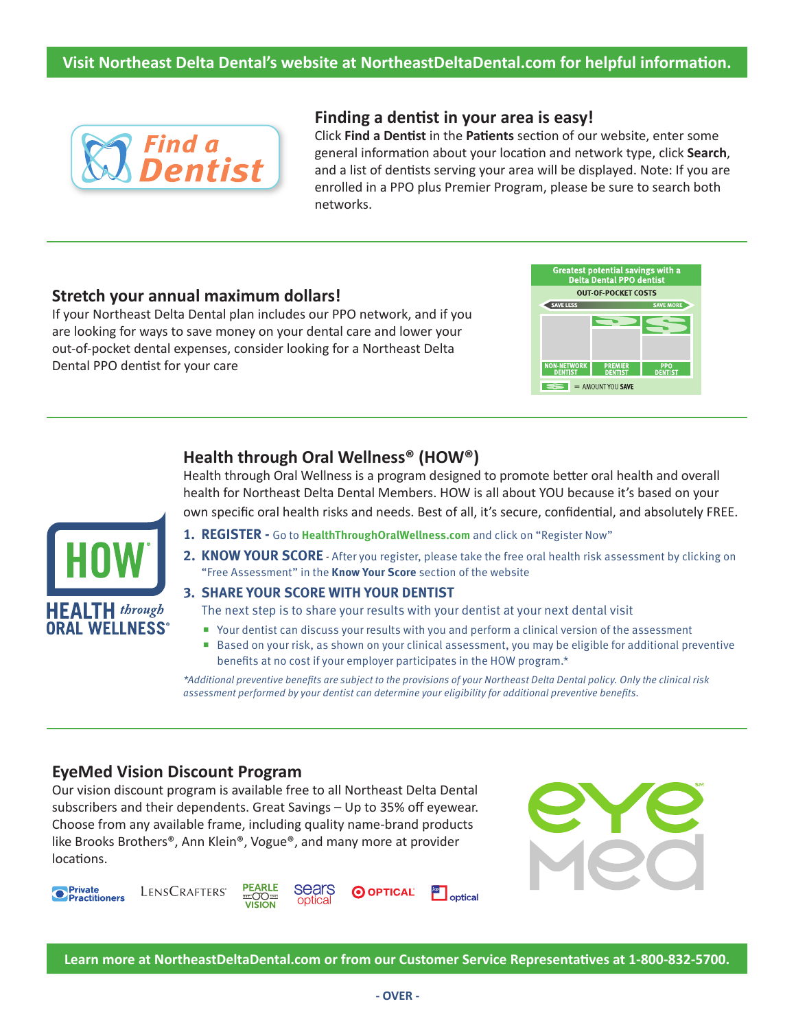**Visit Northeast Delta Dental's website at NortheastDeltaDental.com for helpful information.**

Find a Dentist

## Finding a dentist in your area is easy!

Click **Find a Dentist** in the **Patients** section of our website, enter some general information about your location and network type, click **Search**, and a list of dentists serving your area will be displayed. Note: If you are enrolled in a PPO plus Premier Program, please be sure to search both networks.

## Stretch your annual maximum dollars!

If your Northeast Delta Dental plan includes our PPO network, and if you are looking for ways to save money on your dental care and lower your out-of-pocket dental expenses, consider looking for a Northeast Delta Dental PPO dentist for your care

Greatest potential savings with a Delta Dental PPO dentist

OUT-OF-POCKET COSTS

SAVE LESS

SAVE MORE

NON-NETWORK DENTIST

PREMIER DENTIST

PPO DENTIST

= AMOUNT YOU SAVE

## Health through Oral Wellness® (HOW®)

Health through Oral Wellness is a program designed to promote better oral health and overall health for Northeast Delta Dental Members. HOW is all about YOU because it's based on your own specific oral health risks and needs. Best of all, it's secure, confidential, and absolutely FREE.

1. **REGISTER** - Go to **HealthThroughOralWellness.com** and click on "Register Now"
2. **KNOW YOUR SCORE** - After you register, please take the free oral health risk assessment by clicking on "Free Assessment" in the **Know Your Score** section of the website
3. **SHARE YOUR SCORE WITH YOUR DENTIST**
   The next step is to share your results with your dentist at your next dental visit
   - Your dentist can discuss your results with you and perform a clinical version of the assessment
   - Based on your risk, as shown on your clinical assessment, you may be eligible for additional preventive benefits at no cost if your employer participates in the HOW program.*

*\*Additional preventive benefits are subject to the provisions of your Northeast Delta Dental policy. Only the clinical risk assessment performed by your dentist can determine your eligibility for additional preventive benefits.*

## EyeMed Vision Discount Program

Our vision discount program is available free to all Northeast Delta Dental subscribers and their dependents. Great Savings – Up to 35% off eyewear. Choose from any available frame, including quality name-brand products like Brooks Brothers®, Ann Klein®, Vogue®, and many more at provider locations.

Private Practitioners   LensCrafters   Pearle Vision   Sears optical   Target Optical   JCPenney optical

**Learn more at NortheastDeltaDental.com or from our Customer Service Representatives at 1-800-832-5700.**

- OVER -